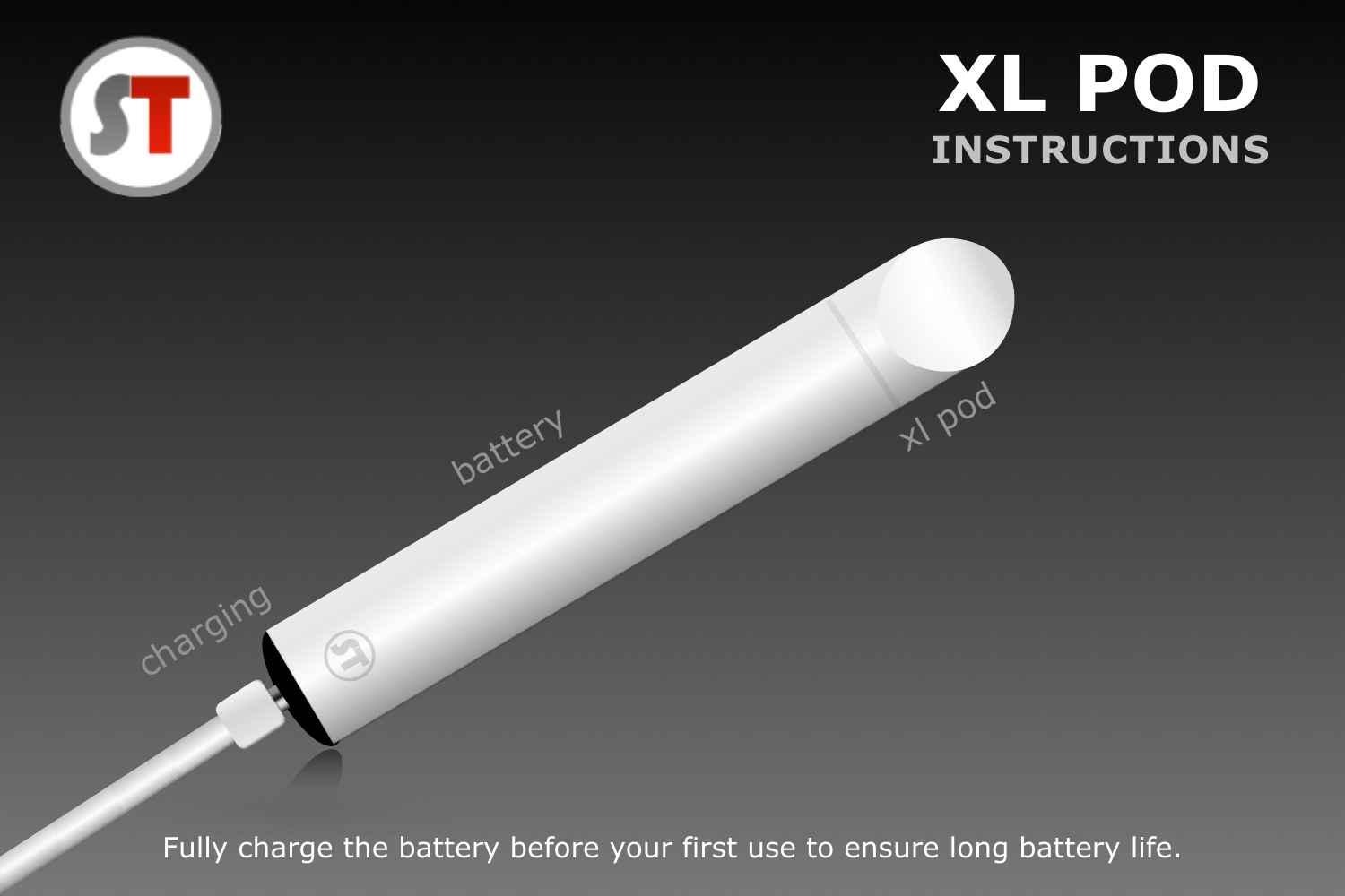# XL POD

## INSTRUCTIONS

charging

battery

xl pod

Fully charge the battery before your first use to ensure long battery life.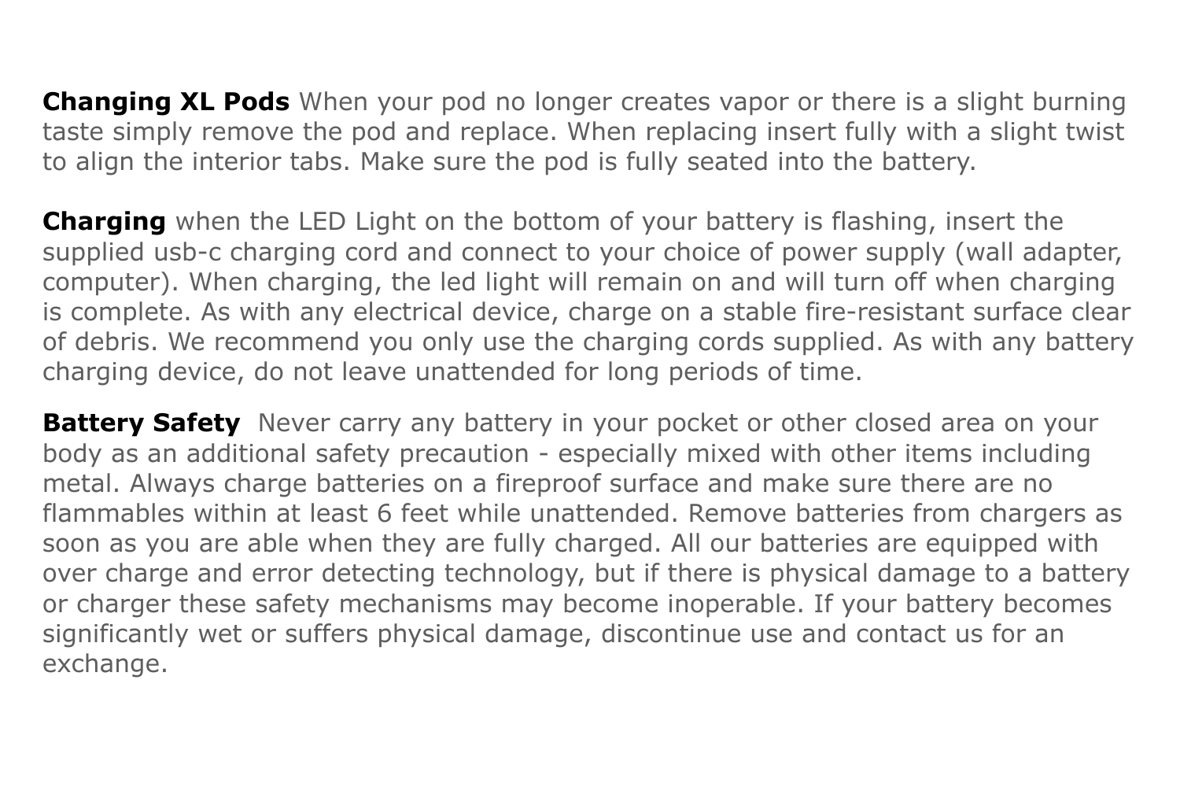**Changing XL Pods** When your pod no longer creates vapor or there is a slight burning taste simply remove the pod and replace. When replacing insert fully with a slight twist to align the interior tabs. Make sure the pod is fully seated into the battery.

**Charging** when the LED Light on the bottom of your battery is flashing, insert the supplied usb-c charging cord and connect to your choice of power supply (wall adapter, computer). When charging, the led light will remain on and will turn off when charging is complete. As with any electrical device, charge on a stable fire-resistant surface clear of debris. We recommend you only use the charging cords supplied. As with any battery charging device, do not leave unattended for long periods of time.

**Battery Safety** Never carry any battery in your pocket or other closed area on your body as an additional safety precaution - especially mixed with other items including metal. Always charge batteries on a fireproof surface and make sure there are no flammables within at least 6 feet while unattended. Remove batteries from chargers as soon as you are able when they are fully charged. All our batteries are equipped with over charge and error detecting technology, but if there is physical damage to a battery or charger these safety mechanisms may become inoperable. If your battery becomes significantly wet or suffers physical damage, discontinue use and contact us for an exchange.